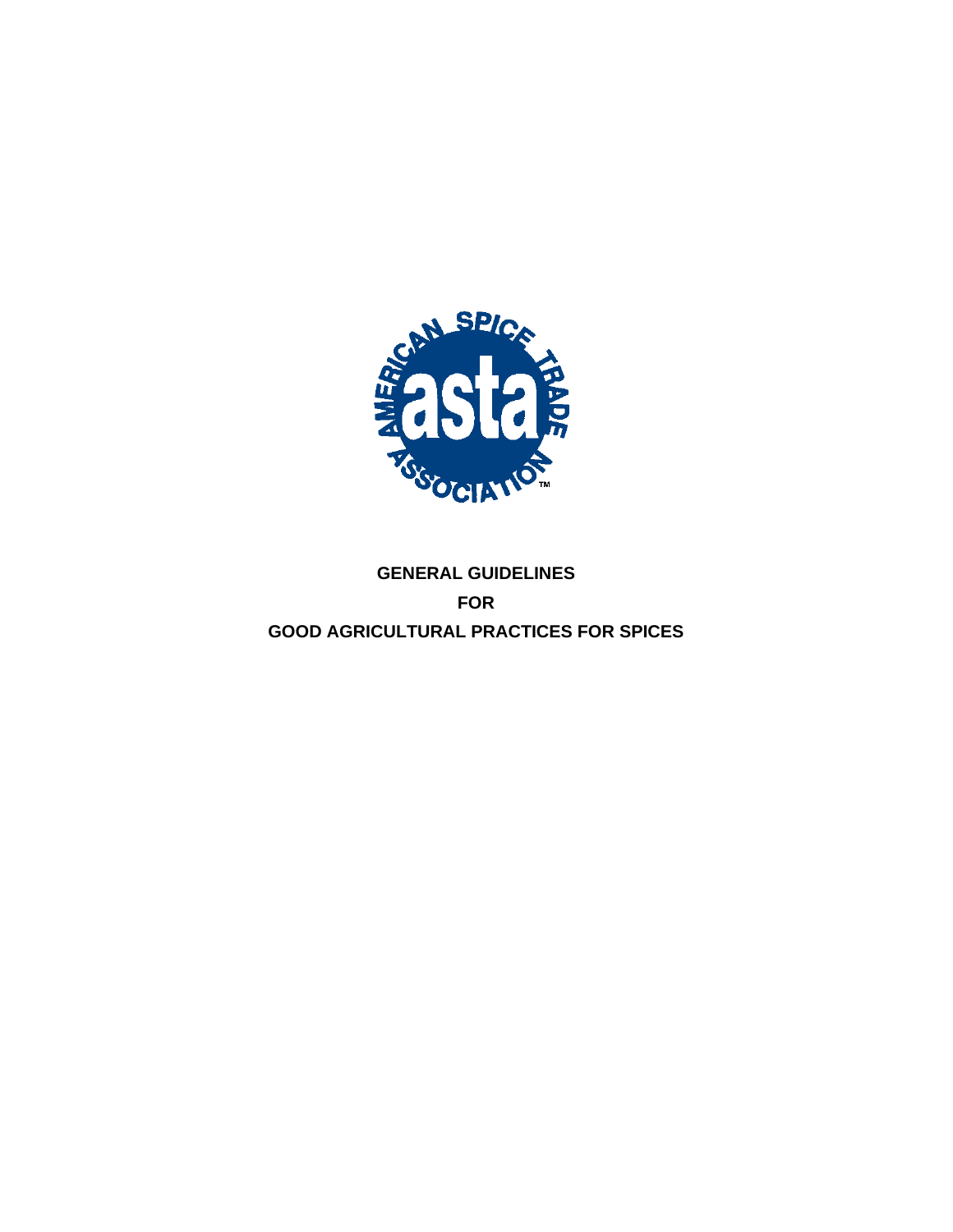# GENERAL GUIDELINES

# FOR

# GOOD AGRICULTURAL PRACTICES FOR SPICES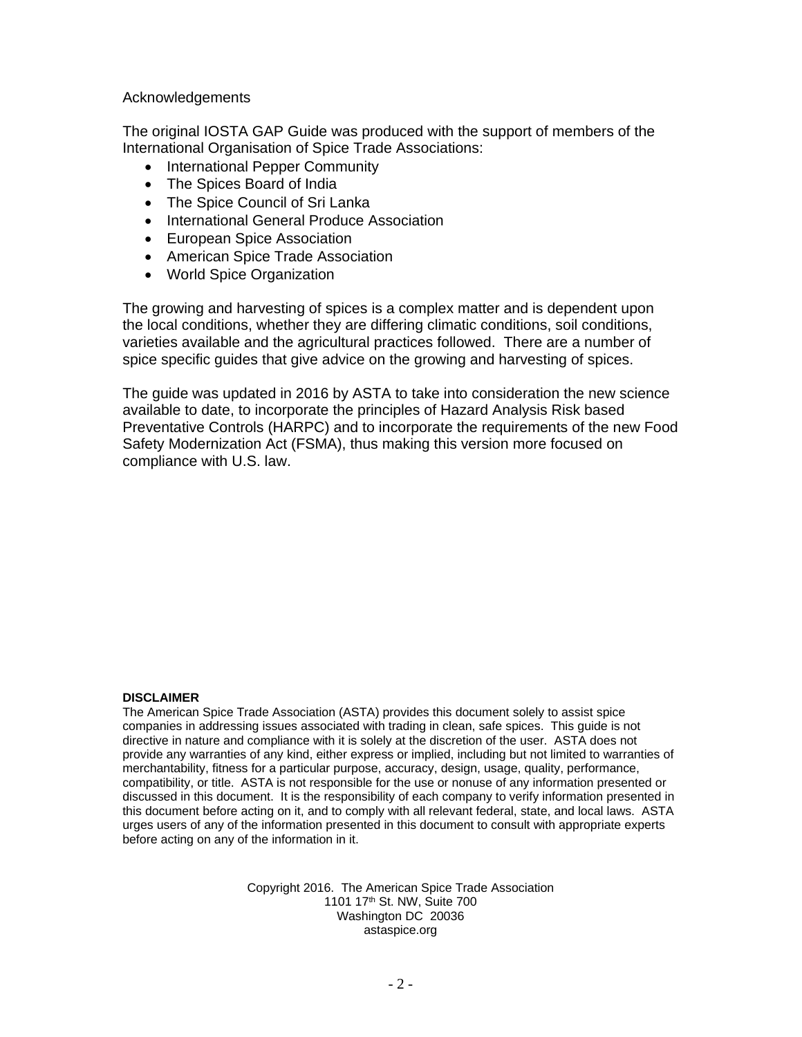Acknowledgements

The original IOSTA GAP Guide was produced with the support of members of the International Organisation of Spice Trade Associations:

- International Pepper Community
- The Spices Board of India
- The Spice Council of Sri Lanka
- International General Produce Association
- European Spice Association
- American Spice Trade Association
- World Spice Organization

The growing and harvesting of spices is a complex matter and is dependent upon the local conditions, whether they are differing climatic conditions, soil conditions, varieties available and the agricultural practices followed. There are a number of spice specific guides that give advice on the growing and harvesting of spices.

The guide was updated in 2016 by ASTA to take into consideration the new science available to date, to incorporate the principles of Hazard Analysis Risk based Preventative Controls (HARPC) and to incorporate the requirements of the new Food Safety Modernization Act (FSMA), thus making this version more focused on compliance with U.S. law.

**DISCLAIMER**

The American Spice Trade Association (ASTA) provides this document solely to assist spice companies in addressing issues associated with trading in clean, safe spices. This guide is not directive in nature and compliance with it is solely at the discretion of the user. ASTA does not provide any warranties of any kind, either express or implied, including but not limited to warranties of merchantability, fitness for a particular purpose, accuracy, design, usage, quality, performance, compatibility, or title. ASTA is not responsible for the use or nonuse of any information presented or discussed in this document. It is the responsibility of each company to verify information presented in this document before acting on it, and to comply with all relevant federal, state, and local laws. ASTA urges users of any of the information presented in this document to consult with appropriate experts before acting on any of the information in it.

Copyright 2016. The American Spice Trade Association
1101 17th St. NW, Suite 700
Washington DC 20036
astaspice.org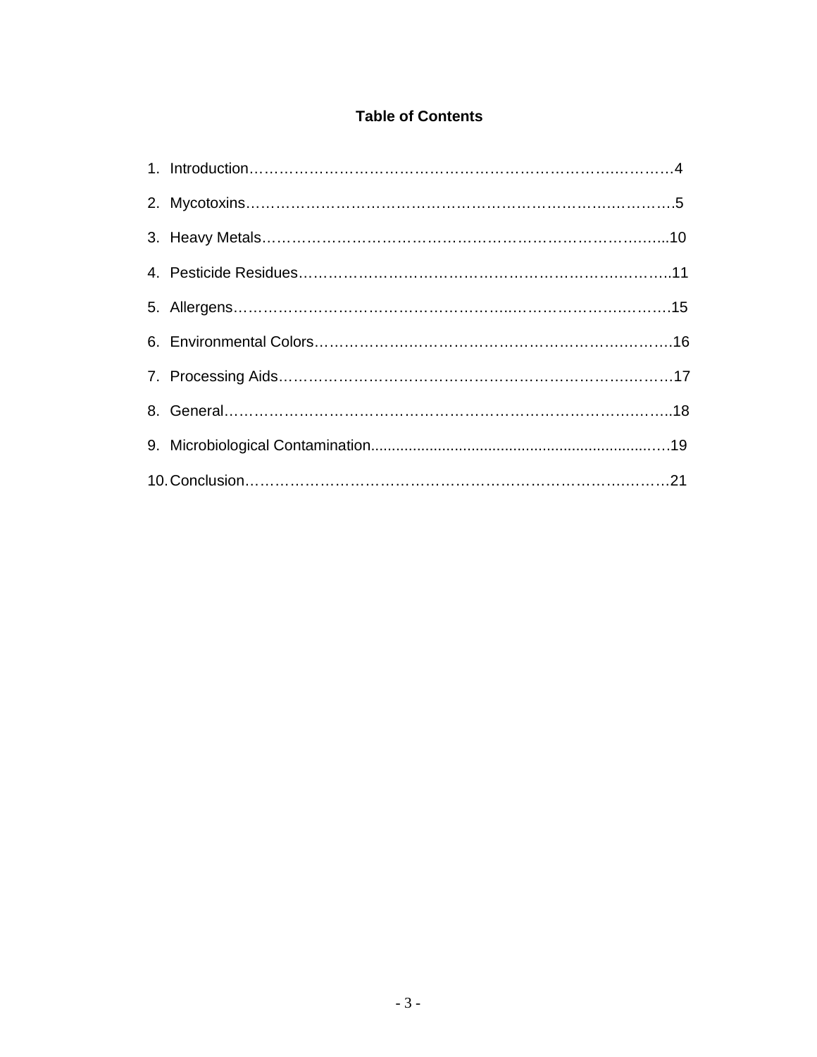# Table of Contents

1. Introduction……………………………………………………………………..………4
2. Mycotoxins……………………………………………………………………..……….5
3. Heavy Metals………………………………………………………………………...10
4. Pesticide Residues…………………………………………………………..………..11
5. Allergens…………………………………………………..…………………….……15
6. Environmental Colors……………..………………………………..…………..…….16
7. Processing Aids…………………………………………………………..………..…17
8. General……………………………………………………………………………..…..18
9. Microbiological Contamination....................................................................….19
10. Conclusion…………………………………………………………………….…….21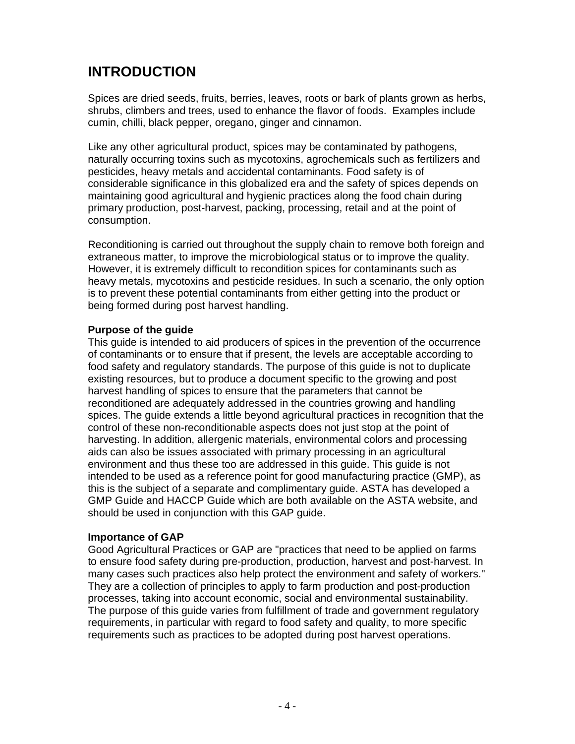# INTRODUCTION

Spices are dried seeds, fruits, berries, leaves, roots or bark of plants grown as herbs, shrubs, climbers and trees, used to enhance the flavor of foods.  Examples include cumin, chilli, black pepper, oregano, ginger and cinnamon.

Like any other agricultural product, spices may be contaminated by pathogens, naturally occurring toxins such as mycotoxins, agrochemicals such as fertilizers and pesticides, heavy metals and accidental contaminants. Food safety is of considerable significance in this globalized era and the safety of spices depends on maintaining good agricultural and hygienic practices along the food chain during primary production, post-harvest, packing, processing, retail and at the point of consumption.

Reconditioning is carried out throughout the supply chain to remove both foreign and extraneous matter, to improve the microbiological status or to improve the quality. However, it is extremely difficult to recondition spices for contaminants such as heavy metals, mycotoxins and pesticide residues. In such a scenario, the only option is to prevent these potential contaminants from either getting into the product or being formed during post harvest handling.

**Purpose of the guide**

This guide is intended to aid producers of spices in the prevention of the occurrence of contaminants or to ensure that if present, the levels are acceptable according to food safety and regulatory standards. The purpose of this guide is not to duplicate existing resources, but to produce a document specific to the growing and post harvest handling of spices to ensure that the parameters that cannot be reconditioned are adequately addressed in the countries growing and handling spices. The guide extends a little beyond agricultural practices in recognition that the control of these non-reconditionable aspects does not just stop at the point of harvesting. In addition, allergenic materials, environmental colors and processing aids can also be issues associated with primary processing in an agricultural environment and thus these too are addressed in this guide. This guide is not intended to be used as a reference point for good manufacturing practice (GMP), as this is the subject of a separate and complimentary guide. ASTA has developed a GMP Guide and HACCP Guide which are both available on the ASTA website, and should be used in conjunction with this GAP guide.

**Importance of GAP**

Good Agricultural Practices or GAP are "practices that need to be applied on farms to ensure food safety during pre-production, production, harvest and post-harvest. In many cases such practices also help protect the environment and safety of workers." They are a collection of principles to apply to farm production and post-production processes, taking into account economic, social and environmental sustainability. The purpose of this guide varies from fulfillment of trade and government regulatory requirements, in particular with regard to food safety and quality, to more specific requirements such as practices to be adopted during post harvest operations.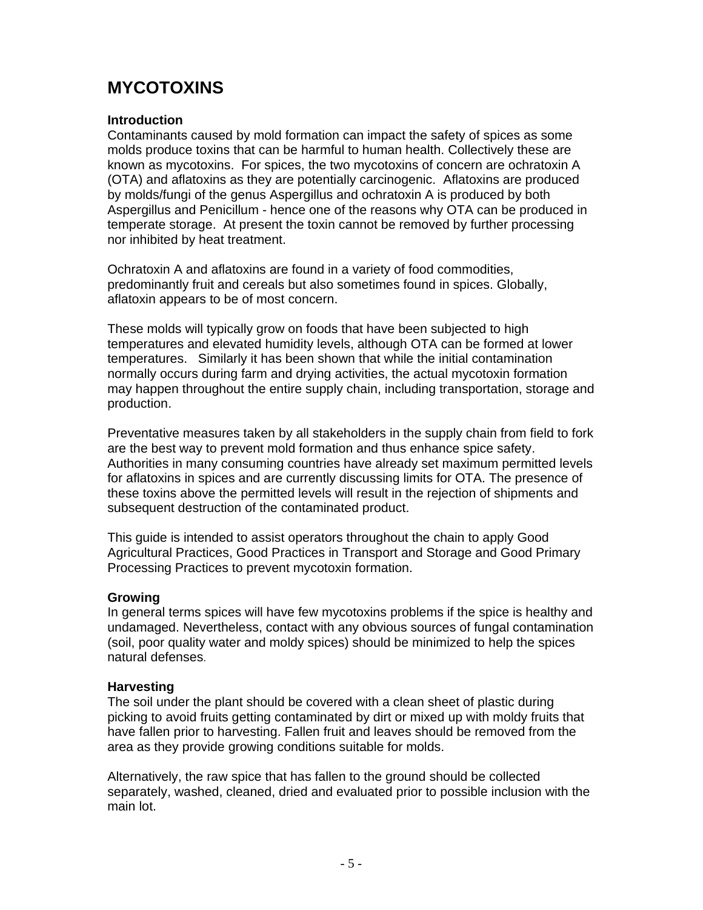# MYCOTOXINS

### Introduction

Contaminants caused by mold formation can impact the safety of spices as some molds produce toxins that can be harmful to human health. Collectively these are known as mycotoxins. For spices, the two mycotoxins of concern are ochratoxin A (OTA) and aflatoxins as they are potentially carcinogenic. Aflatoxins are produced by molds/fungi of the genus Aspergillus and ochratoxin A is produced by both Aspergillus and Penicillum - hence one of the reasons why OTA can be produced in temperate storage. At present the toxin cannot be removed by further processing nor inhibited by heat treatment.

Ochratoxin A and aflatoxins are found in a variety of food commodities, predominantly fruit and cereals but also sometimes found in spices. Globally, aflatoxin appears to be of most concern.

These molds will typically grow on foods that have been subjected to high temperatures and elevated humidity levels, although OTA can be formed at lower temperatures. Similarly it has been shown that while the initial contamination normally occurs during farm and drying activities, the actual mycotoxin formation may happen throughout the entire supply chain, including transportation, storage and production.

Preventative measures taken by all stakeholders in the supply chain from field to fork are the best way to prevent mold formation and thus enhance spice safety. Authorities in many consuming countries have already set maximum permitted levels for aflatoxins in spices and are currently discussing limits for OTA. The presence of these toxins above the permitted levels will result in the rejection of shipments and subsequent destruction of the contaminated product.

This guide is intended to assist operators throughout the chain to apply Good Agricultural Practices, Good Practices in Transport and Storage and Good Primary Processing Practices to prevent mycotoxin formation.

### Growing

In general terms spices will have few mycotoxins problems if the spice is healthy and undamaged. Nevertheless, contact with any obvious sources of fungal contamination (soil, poor quality water and moldy spices) should be minimized to help the spices natural defenses.

### Harvesting

The soil under the plant should be covered with a clean sheet of plastic during picking to avoid fruits getting contaminated by dirt or mixed up with moldy fruits that have fallen prior to harvesting. Fallen fruit and leaves should be removed from the area as they provide growing conditions suitable for molds.

Alternatively, the raw spice that has fallen to the ground should be collected separately, washed, cleaned, dried and evaluated prior to possible inclusion with the main lot.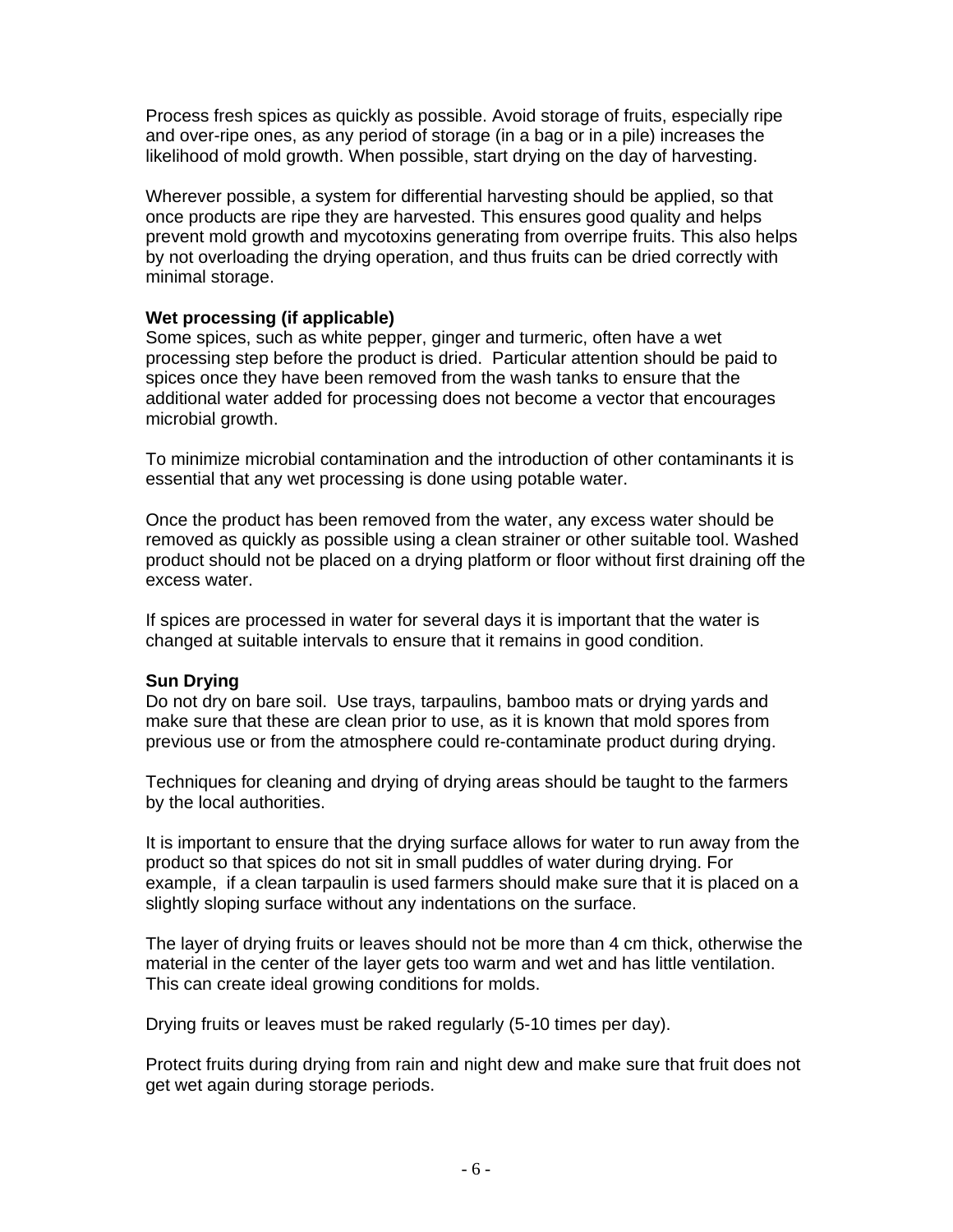Process fresh spices as quickly as possible. Avoid storage of fruits, especially ripe and over-ripe ones, as any period of storage (in a bag or in a pile) increases the likelihood of mold growth. When possible, start drying on the day of harvesting.

Wherever possible, a system for differential harvesting should be applied, so that once products are ripe they are harvested. This ensures good quality and helps prevent mold growth and mycotoxins generating from overripe fruits. This also helps by not overloading the drying operation, and thus fruits can be dried correctly with minimal storage.

**Wet processing (if applicable)**
Some spices, such as white pepper, ginger and turmeric, often have a wet processing step before the product is dried. Particular attention should be paid to spices once they have been removed from the wash tanks to ensure that the additional water added for processing does not become a vector that encourages microbial growth.

To minimize microbial contamination and the introduction of other contaminants it is essential that any wet processing is done using potable water.

Once the product has been removed from the water, any excess water should be removed as quickly as possible using a clean strainer or other suitable tool. Washed product should not be placed on a drying platform or floor without first draining off the excess water.

If spices are processed in water for several days it is important that the water is changed at suitable intervals to ensure that it remains in good condition.

**Sun Drying**
Do not dry on bare soil. Use trays, tarpaulins, bamboo mats or drying yards and make sure that these are clean prior to use, as it is known that mold spores from previous use or from the atmosphere could re-contaminate product during drying.

Techniques for cleaning and drying of drying areas should be taught to the farmers by the local authorities.

It is important to ensure that the drying surface allows for water to run away from the product so that spices do not sit in small puddles of water during drying. For example, if a clean tarpaulin is used farmers should make sure that it is placed on a slightly sloping surface without any indentations on the surface.

The layer of drying fruits or leaves should not be more than 4 cm thick, otherwise the material in the center of the layer gets too warm and wet and has little ventilation. This can create ideal growing conditions for molds.

Drying fruits or leaves must be raked regularly (5-10 times per day).

Protect fruits during drying from rain and night dew and make sure that fruit does not get wet again during storage periods.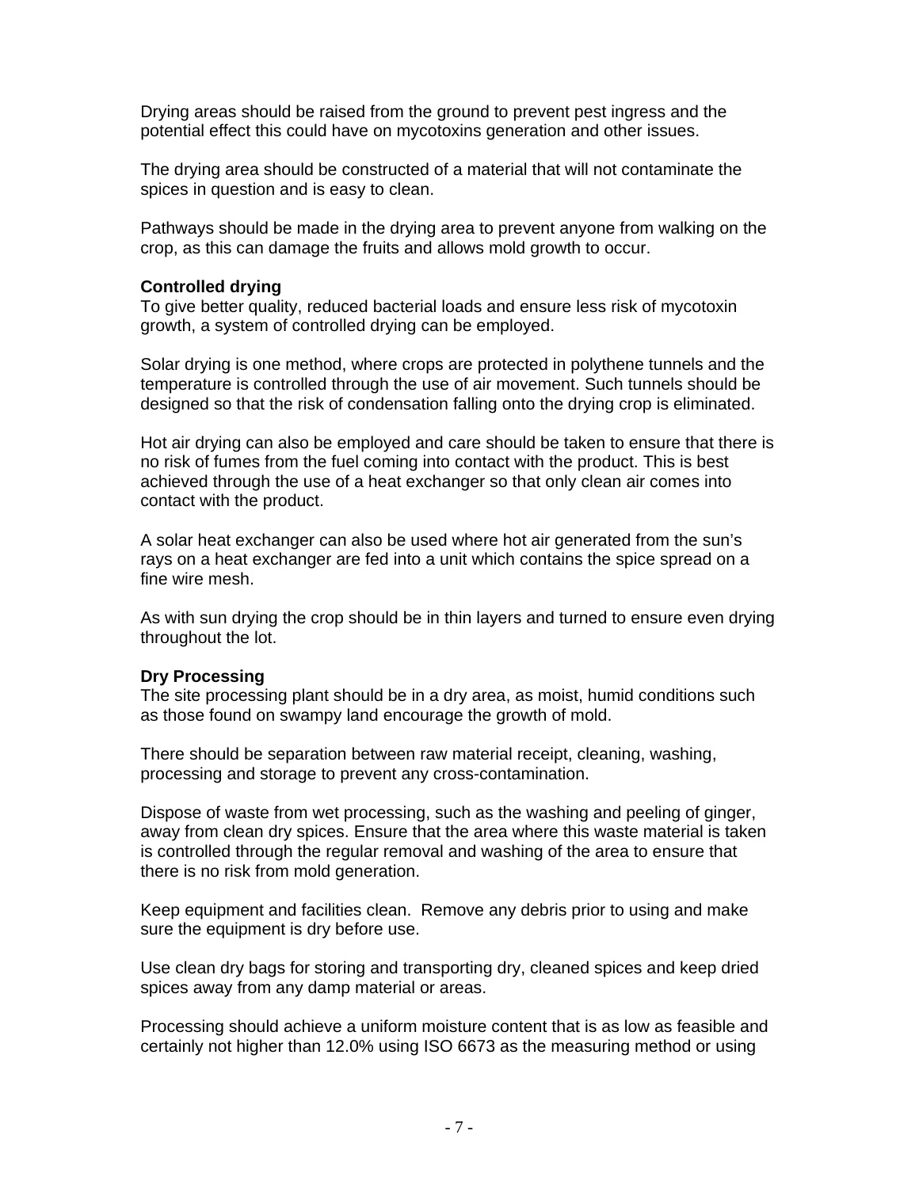Drying areas should be raised from the ground to prevent pest ingress and the potential effect this could have on mycotoxins generation and other issues.

The drying area should be constructed of a material that will not contaminate the spices in question and is easy to clean.

Pathways should be made in the drying area to prevent anyone from walking on the crop, as this can damage the fruits and allows mold growth to occur.

**Controlled drying**
To give better quality, reduced bacterial loads and ensure less risk of mycotoxin growth, a system of controlled drying can be employed.

Solar drying is one method, where crops are protected in polythene tunnels and the temperature is controlled through the use of air movement. Such tunnels should be designed so that the risk of condensation falling onto the drying crop is eliminated.

Hot air drying can also be employed and care should be taken to ensure that there is no risk of fumes from the fuel coming into contact with the product. This is best achieved through the use of a heat exchanger so that only clean air comes into contact with the product.

A solar heat exchanger can also be used where hot air generated from the sun's rays on a heat exchanger are fed into a unit which contains the spice spread on a fine wire mesh.

As with sun drying the crop should be in thin layers and turned to ensure even drying throughout the lot.

**Dry Processing**
The site processing plant should be in a dry area, as moist, humid conditions such as those found on swampy land encourage the growth of mold.

There should be separation between raw material receipt, cleaning, washing, processing and storage to prevent any cross-contamination.

Dispose of waste from wet processing, such as the washing and peeling of ginger, away from clean dry spices. Ensure that the area where this waste material is taken is controlled through the regular removal and washing of the area to ensure that there is no risk from mold generation.

Keep equipment and facilities clean. Remove any debris prior to using and make sure the equipment is dry before use.

Use clean dry bags for storing and transporting dry, cleaned spices and keep dried spices away from any damp material or areas.

Processing should achieve a uniform moisture content that is as low as feasible and certainly not higher than 12.0% using ISO 6673 as the measuring method or using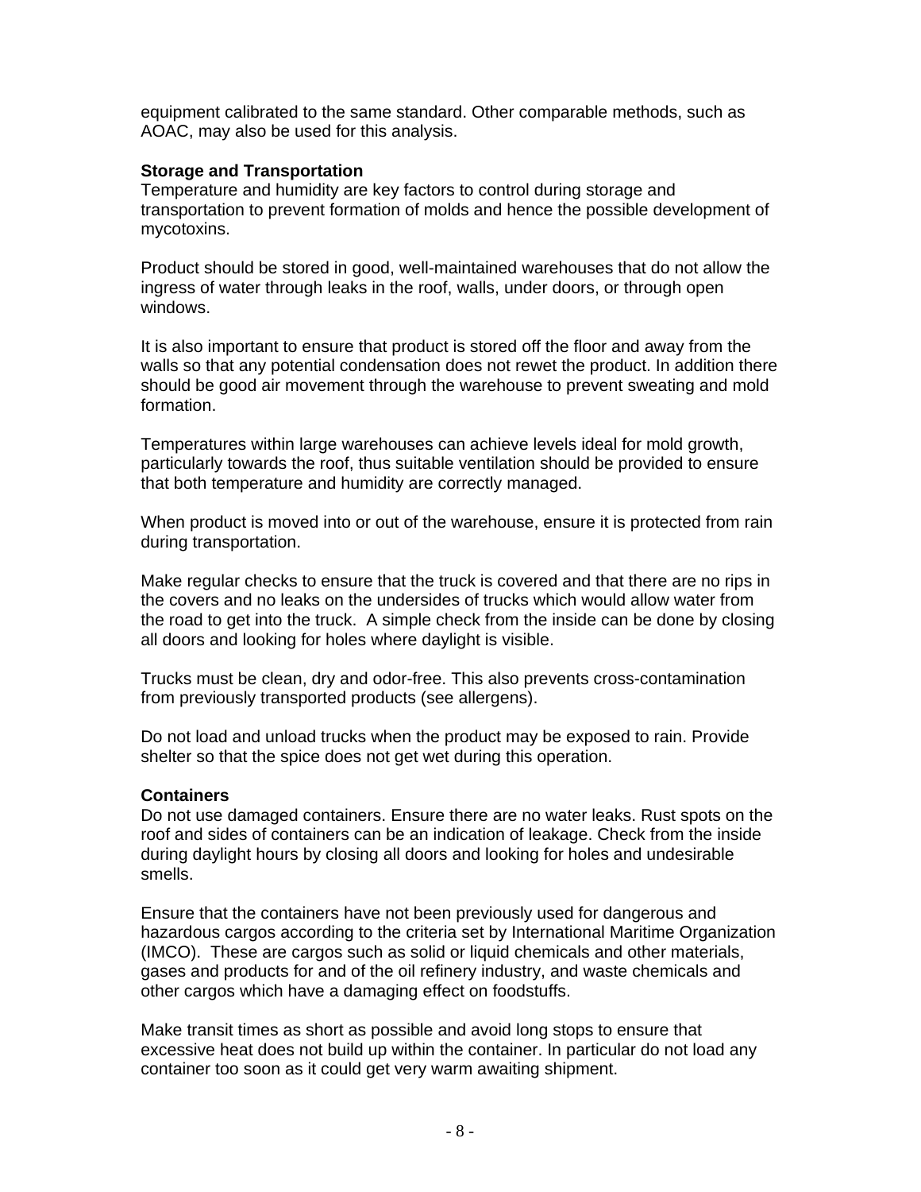equipment calibrated to the same standard. Other comparable methods, such as AOAC, may also be used for this analysis.

**Storage and Transportation**

Temperature and humidity are key factors to control during storage and transportation to prevent formation of molds and hence the possible development of mycotoxins.

Product should be stored in good, well-maintained warehouses that do not allow the ingress of water through leaks in the roof, walls, under doors, or through open windows.

It is also important to ensure that product is stored off the floor and away from the walls so that any potential condensation does not rewet the product. In addition there should be good air movement through the warehouse to prevent sweating and mold formation.

Temperatures within large warehouses can achieve levels ideal for mold growth, particularly towards the roof, thus suitable ventilation should be provided to ensure that both temperature and humidity are correctly managed.

When product is moved into or out of the warehouse, ensure it is protected from rain during transportation.

Make regular checks to ensure that the truck is covered and that there are no rips in the covers and no leaks on the undersides of trucks which would allow water from the road to get into the truck. A simple check from the inside can be done by closing all doors and looking for holes where daylight is visible.

Trucks must be clean, dry and odor-free. This also prevents cross-contamination from previously transported products (see allergens).

Do not load and unload trucks when the product may be exposed to rain. Provide shelter so that the spice does not get wet during this operation.

**Containers**

Do not use damaged containers. Ensure there are no water leaks. Rust spots on the roof and sides of containers can be an indication of leakage. Check from the inside during daylight hours by closing all doors and looking for holes and undesirable smells.

Ensure that the containers have not been previously used for dangerous and hazardous cargos according to the criteria set by International Maritime Organization (IMCO). These are cargos such as solid or liquid chemicals and other materials, gases and products for and of the oil refinery industry, and waste chemicals and other cargos which have a damaging effect on foodstuffs.

Make transit times as short as possible and avoid long stops to ensure that excessive heat does not build up within the container. In particular do not load any container too soon as it could get very warm awaiting shipment.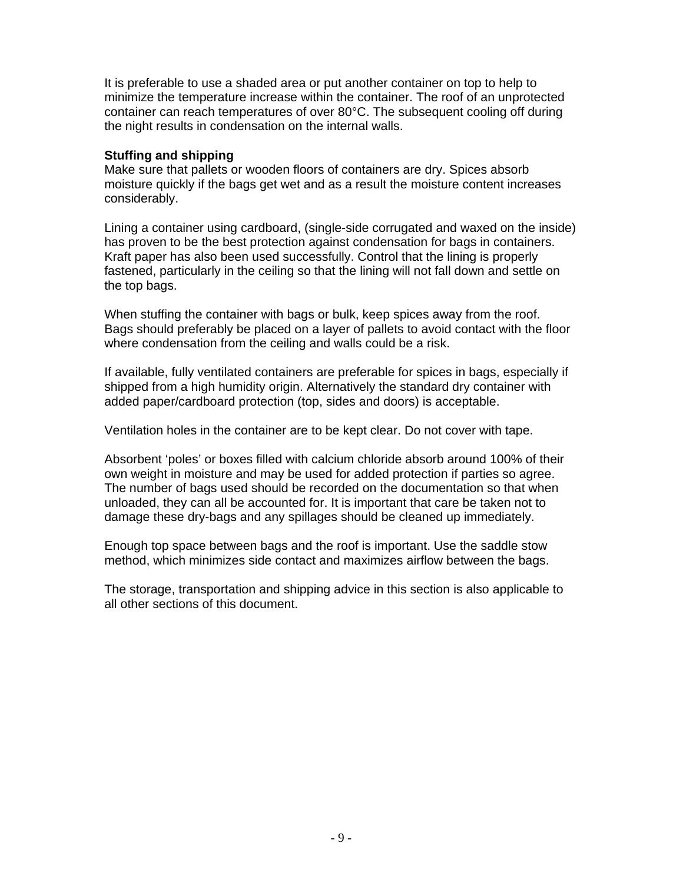It is preferable to use a shaded area or put another container on top to help to minimize the temperature increase within the container. The roof of an unprotected container can reach temperatures of over 80°C. The subsequent cooling off during the night results in condensation on the internal walls.

**Stuffing and shipping**

Make sure that pallets or wooden floors of containers are dry. Spices absorb moisture quickly if the bags get wet and as a result the moisture content increases considerably.

Lining a container using cardboard, (single-side corrugated and waxed on the inside) has proven to be the best protection against condensation for bags in containers. Kraft paper has also been used successfully. Control that the lining is properly fastened, particularly in the ceiling so that the lining will not fall down and settle on the top bags.

When stuffing the container with bags or bulk, keep spices away from the roof. Bags should preferably be placed on a layer of pallets to avoid contact with the floor where condensation from the ceiling and walls could be a risk.

If available, fully ventilated containers are preferable for spices in bags, especially if shipped from a high humidity origin. Alternatively the standard dry container with added paper/cardboard protection (top, sides and doors) is acceptable.

Ventilation holes in the container are to be kept clear. Do not cover with tape.

Absorbent 'poles' or boxes filled with calcium chloride absorb around 100% of their own weight in moisture and may be used for added protection if parties so agree. The number of bags used should be recorded on the documentation so that when unloaded, they can all be accounted for. It is important that care be taken not to damage these dry-bags and any spillages should be cleaned up immediately.

Enough top space between bags and the roof is important. Use the saddle stow method, which minimizes side contact and maximizes airflow between the bags.

The storage, transportation and shipping advice in this section is also applicable to all other sections of this document.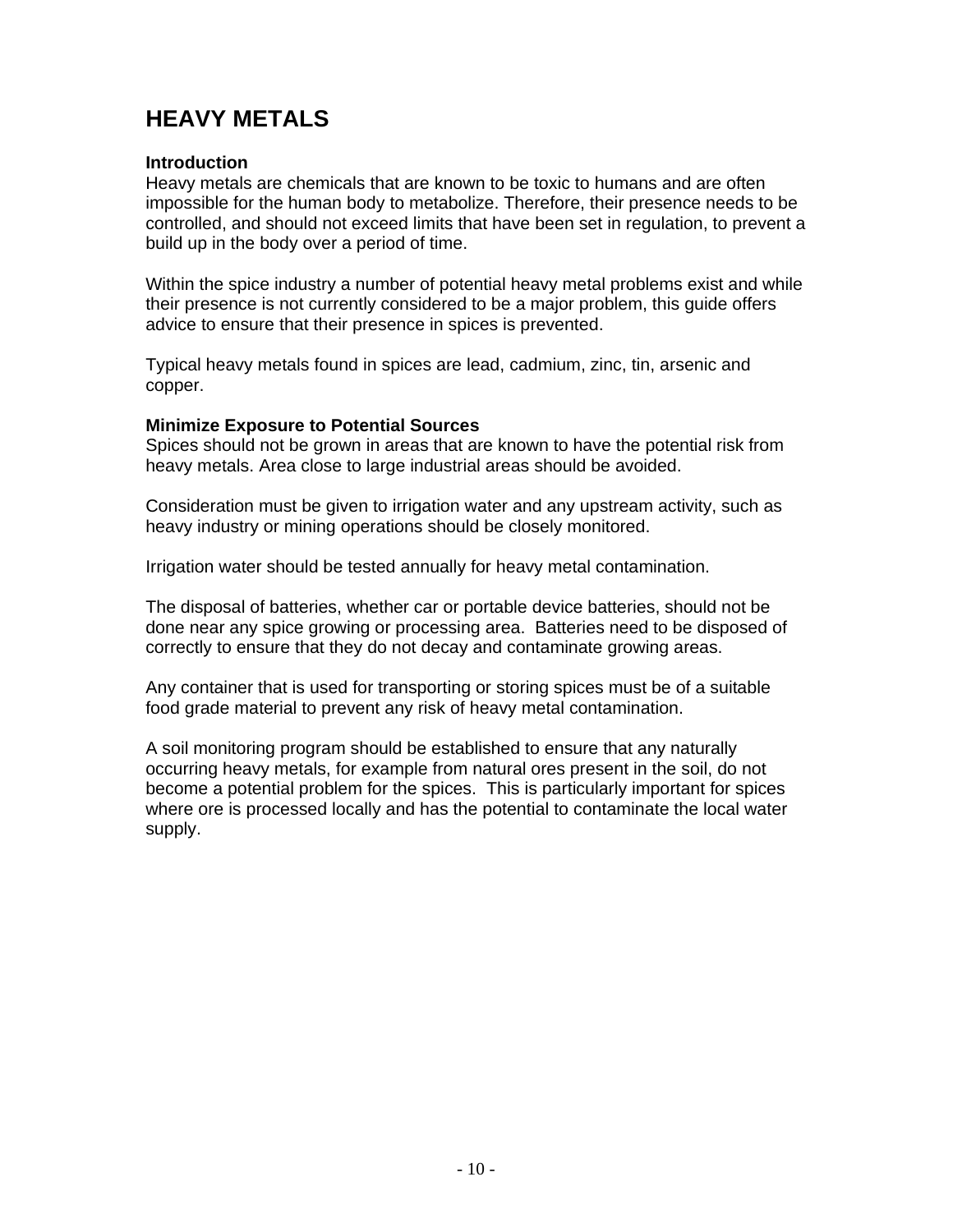# HEAVY METALS

### Introduction

Heavy metals are chemicals that are known to be toxic to humans and are often impossible for the human body to metabolize. Therefore, their presence needs to be controlled, and should not exceed limits that have been set in regulation, to prevent a build up in the body over a period of time.

Within the spice industry a number of potential heavy metal problems exist and while their presence is not currently considered to be a major problem, this guide offers advice to ensure that their presence in spices is prevented.

Typical heavy metals found in spices are lead, cadmium, zinc, tin, arsenic and copper.

### Minimize Exposure to Potential Sources

Spices should not be grown in areas that are known to have the potential risk from heavy metals. Area close to large industrial areas should be avoided.

Consideration must be given to irrigation water and any upstream activity, such as heavy industry or mining operations should be closely monitored.

Irrigation water should be tested annually for heavy metal contamination.

The disposal of batteries, whether car or portable device batteries, should not be done near any spice growing or processing area. Batteries need to be disposed of correctly to ensure that they do not decay and contaminate growing areas.

Any container that is used for transporting or storing spices must be of a suitable food grade material to prevent any risk of heavy metal contamination.

A soil monitoring program should be established to ensure that any naturally occurring heavy metals, for example from natural ores present in the soil, do not become a potential problem for the spices. This is particularly important for spices where ore is processed locally and has the potential to contaminate the local water supply.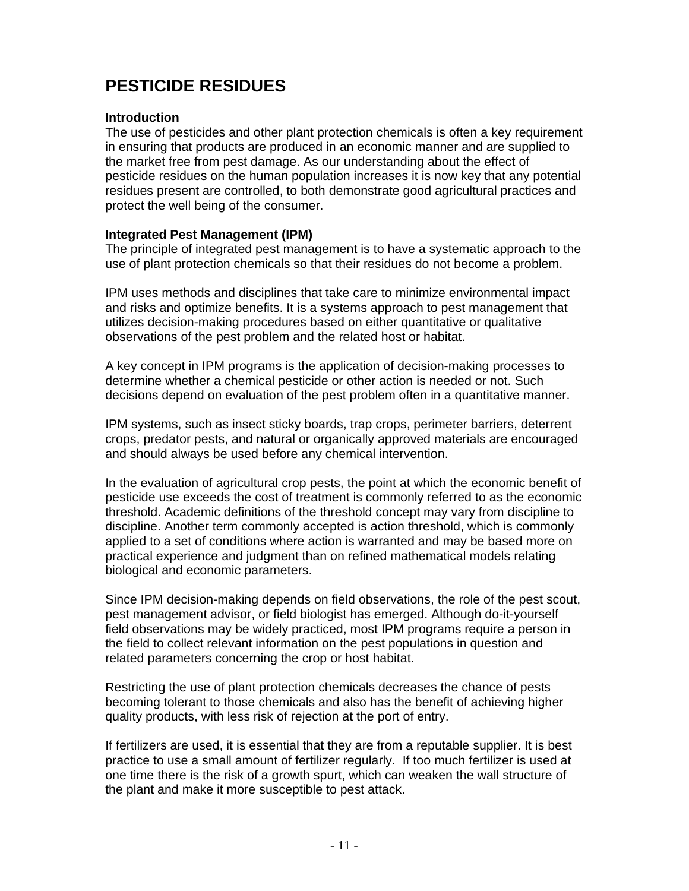# PESTICIDE RESIDUES

**Introduction**

The use of pesticides and other plant protection chemicals is often a key requirement in ensuring that products are produced in an economic manner and are supplied to the market free from pest damage. As our understanding about the effect of pesticide residues on the human population increases it is now key that any potential residues present are controlled, to both demonstrate good agricultural practices and protect the well being of the consumer.

**Integrated Pest Management (IPM)**

The principle of integrated pest management is to have a systematic approach to the use of plant protection chemicals so that their residues do not become a problem.

IPM uses methods and disciplines that take care to minimize environmental impact and risks and optimize benefits. It is a systems approach to pest management that utilizes decision-making procedures based on either quantitative or qualitative observations of the pest problem and the related host or habitat.

A key concept in IPM programs is the application of decision-making processes to determine whether a chemical pesticide or other action is needed or not. Such decisions depend on evaluation of the pest problem often in a quantitative manner.

IPM systems, such as insect sticky boards, trap crops, perimeter barriers, deterrent crops, predator pests, and natural or organically approved materials are encouraged and should always be used before any chemical intervention.

In the evaluation of agricultural crop pests, the point at which the economic benefit of pesticide use exceeds the cost of treatment is commonly referred to as the economic threshold. Academic definitions of the threshold concept may vary from discipline to discipline. Another term commonly accepted is action threshold, which is commonly applied to a set of conditions where action is warranted and may be based more on practical experience and judgment than on refined mathematical models relating biological and economic parameters.

Since IPM decision-making depends on field observations, the role of the pest scout, pest management advisor, or field biologist has emerged. Although do-it-yourself field observations may be widely practiced, most IPM programs require a person in the field to collect relevant information on the pest populations in question and related parameters concerning the crop or host habitat.

Restricting the use of plant protection chemicals decreases the chance of pests becoming tolerant to those chemicals and also has the benefit of achieving higher quality products, with less risk of rejection at the port of entry.

If fertilizers are used, it is essential that they are from a reputable supplier. It is best practice to use a small amount of fertilizer regularly. If too much fertilizer is used at one time there is the risk of a growth spurt, which can weaken the wall structure of the plant and make it more susceptible to pest attack.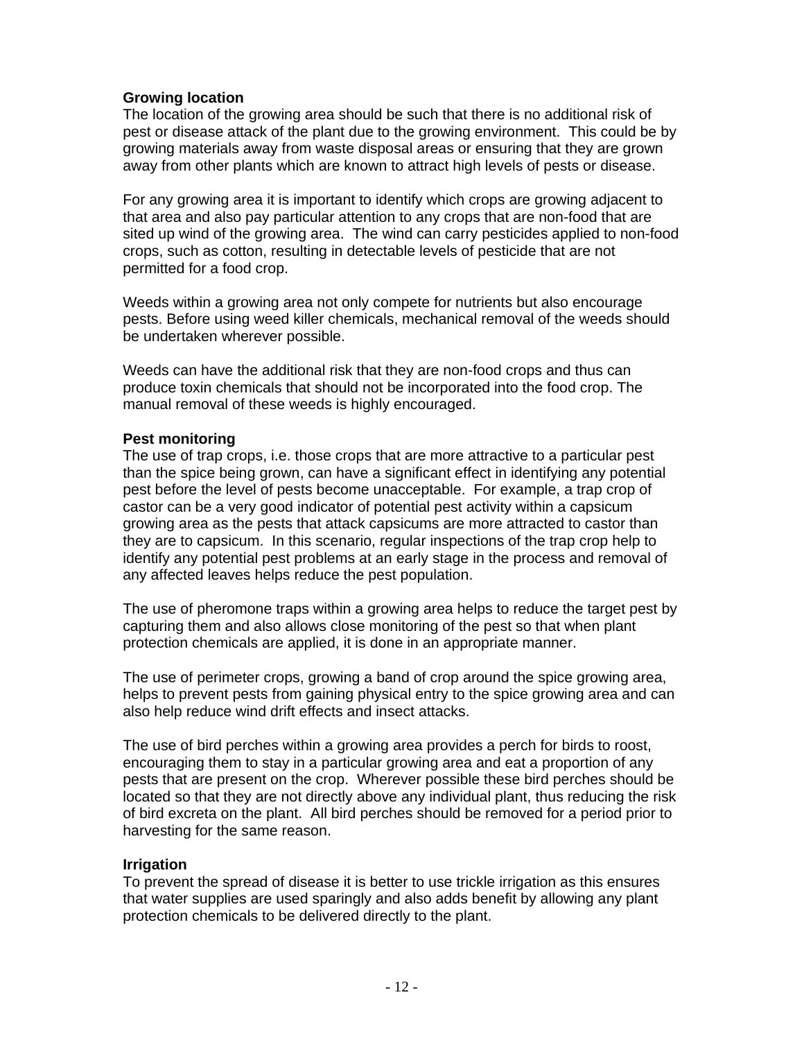**Growing location**

The location of the growing area should be such that there is no additional risk of pest or disease attack of the plant due to the growing environment. This could be by growing materials away from waste disposal areas or ensuring that they are grown away from other plants which are known to attract high levels of pests or disease.

For any growing area it is important to identify which crops are growing adjacent to that area and also pay particular attention to any crops that are non-food that are sited up wind of the growing area. The wind can carry pesticides applied to non-food crops, such as cotton, resulting in detectable levels of pesticide that are not permitted for a food crop.

Weeds within a growing area not only compete for nutrients but also encourage pests. Before using weed killer chemicals, mechanical removal of the weeds should be undertaken wherever possible.

Weeds can have the additional risk that they are non-food crops and thus can produce toxin chemicals that should not be incorporated into the food crop. The manual removal of these weeds is highly encouraged.

**Pest monitoring**

The use of trap crops, i.e. those crops that are more attractive to a particular pest than the spice being grown, can have a significant effect in identifying any potential pest before the level of pests become unacceptable. For example, a trap crop of castor can be a very good indicator of potential pest activity within a capsicum growing area as the pests that attack capsicums are more attracted to castor than they are to capsicum. In this scenario, regular inspections of the trap crop help to identify any potential pest problems at an early stage in the process and removal of any affected leaves helps reduce the pest population.

The use of pheromone traps within a growing area helps to reduce the target pest by capturing them and also allows close monitoring of the pest so that when plant protection chemicals are applied, it is done in an appropriate manner.

The use of perimeter crops, growing a band of crop around the spice growing area, helps to prevent pests from gaining physical entry to the spice growing area and can also help reduce wind drift effects and insect attacks.

The use of bird perches within a growing area provides a perch for birds to roost, encouraging them to stay in a particular growing area and eat a proportion of any pests that are present on the crop. Wherever possible these bird perches should be located so that they are not directly above any individual plant, thus reducing the risk of bird excreta on the plant. All bird perches should be removed for a period prior to harvesting for the same reason.

**Irrigation**

To prevent the spread of disease it is better to use trickle irrigation as this ensures that water supplies are used sparingly and also adds benefit by allowing any plant protection chemicals to be delivered directly to the plant.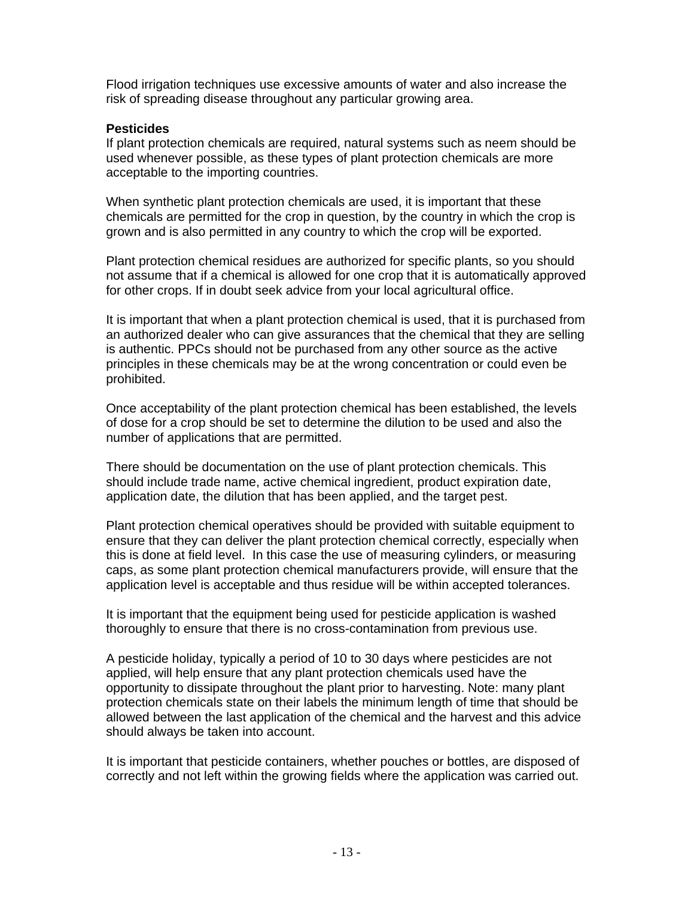Flood irrigation techniques use excessive amounts of water and also increase the risk of spreading disease throughout any particular growing area.

**Pesticides**

If plant protection chemicals are required, natural systems such as neem should be used whenever possible, as these types of plant protection chemicals are more acceptable to the importing countries.

When synthetic plant protection chemicals are used, it is important that these chemicals are permitted for the crop in question, by the country in which the crop is grown and is also permitted in any country to which the crop will be exported.

Plant protection chemical residues are authorized for specific plants, so you should not assume that if a chemical is allowed for one crop that it is automatically approved for other crops. If in doubt seek advice from your local agricultural office.

It is important that when a plant protection chemical is used, that it is purchased from an authorized dealer who can give assurances that the chemical that they are selling is authentic. PPCs should not be purchased from any other source as the active principles in these chemicals may be at the wrong concentration or could even be prohibited.

Once acceptability of the plant protection chemical has been established, the levels of dose for a crop should be set to determine the dilution to be used and also the number of applications that are permitted.

There should be documentation on the use of plant protection chemicals. This should include trade name, active chemical ingredient, product expiration date, application date, the dilution that has been applied, and the target pest.

Plant protection chemical operatives should be provided with suitable equipment to ensure that they can deliver the plant protection chemical correctly, especially when this is done at field level. In this case the use of measuring cylinders, or measuring caps, as some plant protection chemical manufacturers provide, will ensure that the application level is acceptable and thus residue will be within accepted tolerances.

It is important that the equipment being used for pesticide application is washed thoroughly to ensure that there is no cross-contamination from previous use.

A pesticide holiday, typically a period of 10 to 30 days where pesticides are not applied, will help ensure that any plant protection chemicals used have the opportunity to dissipate throughout the plant prior to harvesting. Note: many plant protection chemicals state on their labels the minimum length of time that should be allowed between the last application of the chemical and the harvest and this advice should always be taken into account.

It is important that pesticide containers, whether pouches or bottles, are disposed of correctly and not left within the growing fields where the application was carried out.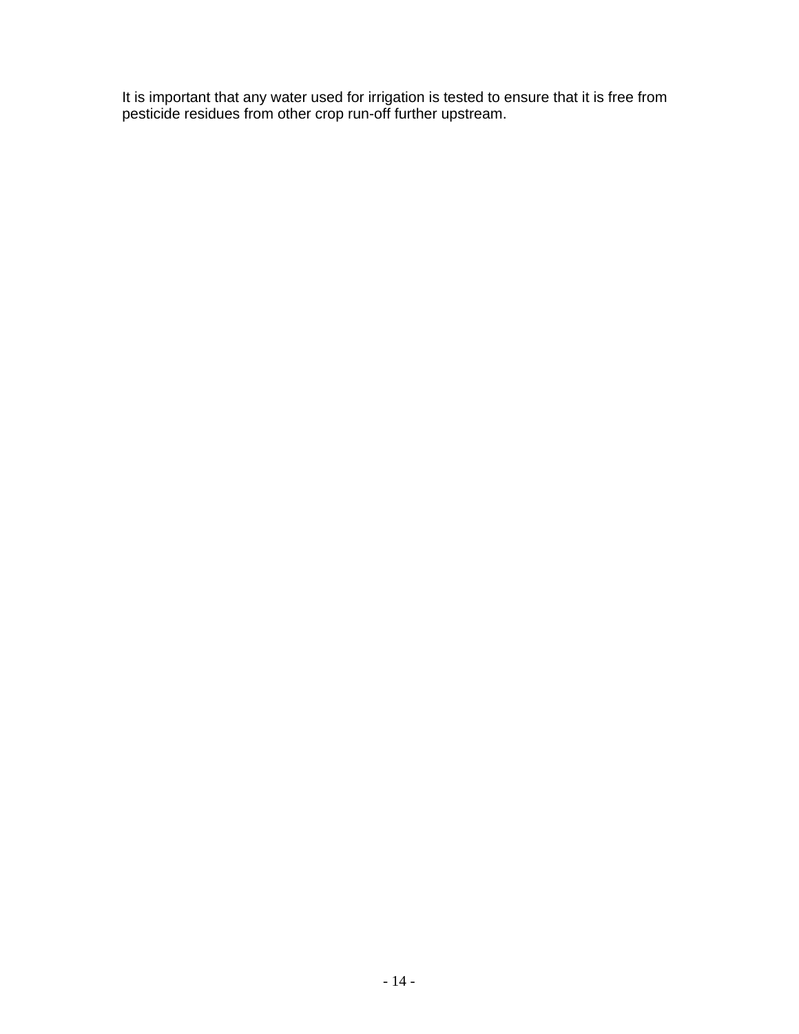It is important that any water used for irrigation is tested to ensure that it is free from pesticide residues from other crop run-off further upstream.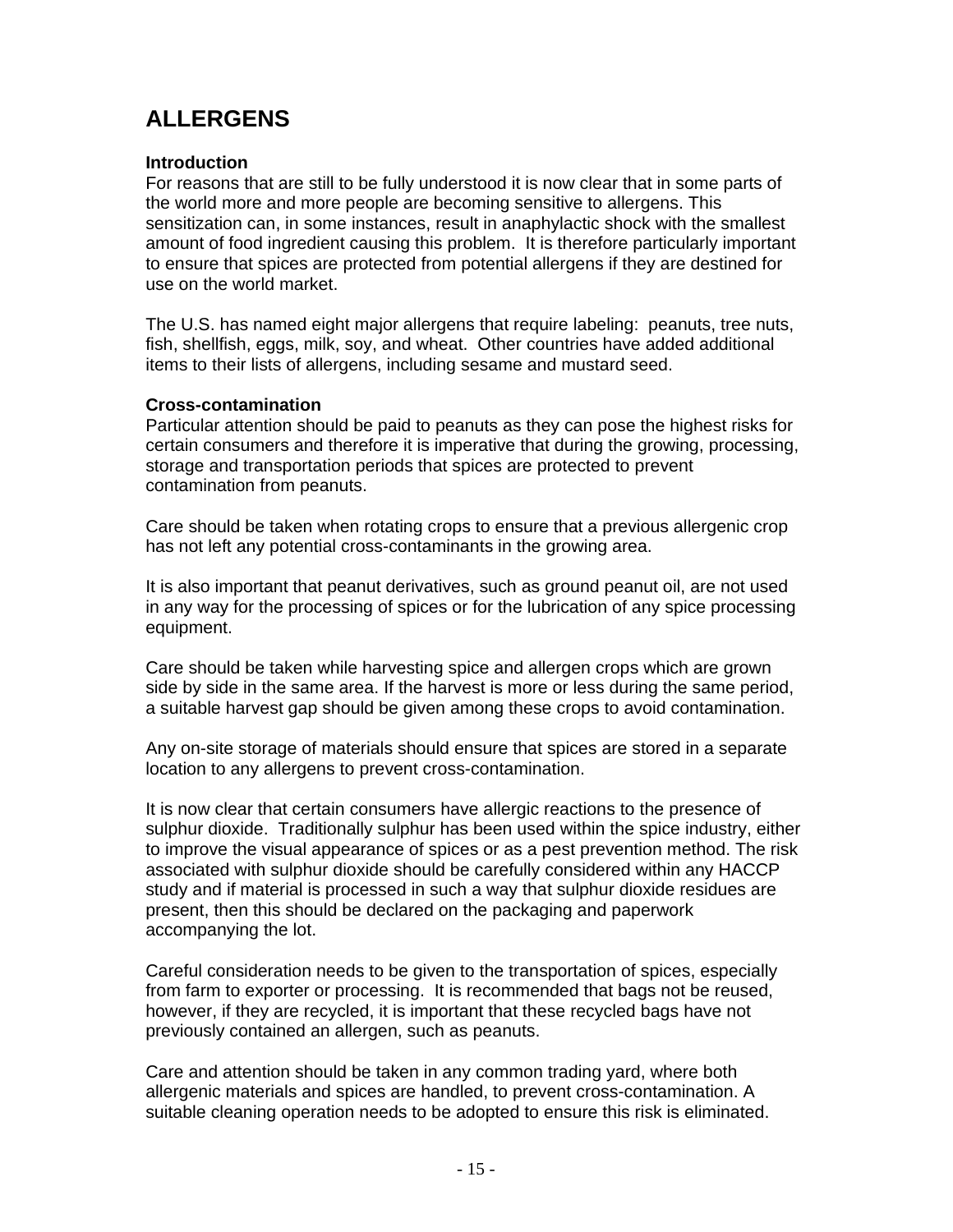# ALLERGENS

### Introduction

For reasons that are still to be fully understood it is now clear that in some parts of the world more and more people are becoming sensitive to allergens. This sensitization can, in some instances, result in anaphylactic shock with the smallest amount of food ingredient causing this problem. It is therefore particularly important to ensure that spices are protected from potential allergens if they are destined for use on the world market.

The U.S. has named eight major allergens that require labeling: peanuts, tree nuts, fish, shellfish, eggs, milk, soy, and wheat. Other countries have added additional items to their lists of allergens, including sesame and mustard seed.

### Cross-contamination

Particular attention should be paid to peanuts as they can pose the highest risks for certain consumers and therefore it is imperative that during the growing, processing, storage and transportation periods that spices are protected to prevent contamination from peanuts.

Care should be taken when rotating crops to ensure that a previous allergenic crop has not left any potential cross-contaminants in the growing area.

It is also important that peanut derivatives, such as ground peanut oil, are not used in any way for the processing of spices or for the lubrication of any spice processing equipment.

Care should be taken while harvesting spice and allergen crops which are grown side by side in the same area. If the harvest is more or less during the same period, a suitable harvest gap should be given among these crops to avoid contamination.

Any on-site storage of materials should ensure that spices are stored in a separate location to any allergens to prevent cross-contamination.

It is now clear that certain consumers have allergic reactions to the presence of sulphur dioxide. Traditionally sulphur has been used within the spice industry, either to improve the visual appearance of spices or as a pest prevention method. The risk associated with sulphur dioxide should be carefully considered within any HACCP study and if material is processed in such a way that sulphur dioxide residues are present, then this should be declared on the packaging and paperwork accompanying the lot.

Careful consideration needs to be given to the transportation of spices, especially from farm to exporter or processing. It is recommended that bags not be reused, however, if they are recycled, it is important that these recycled bags have not previously contained an allergen, such as peanuts.

Care and attention should be taken in any common trading yard, where both allergenic materials and spices are handled, to prevent cross-contamination. A suitable cleaning operation needs to be adopted to ensure this risk is eliminated.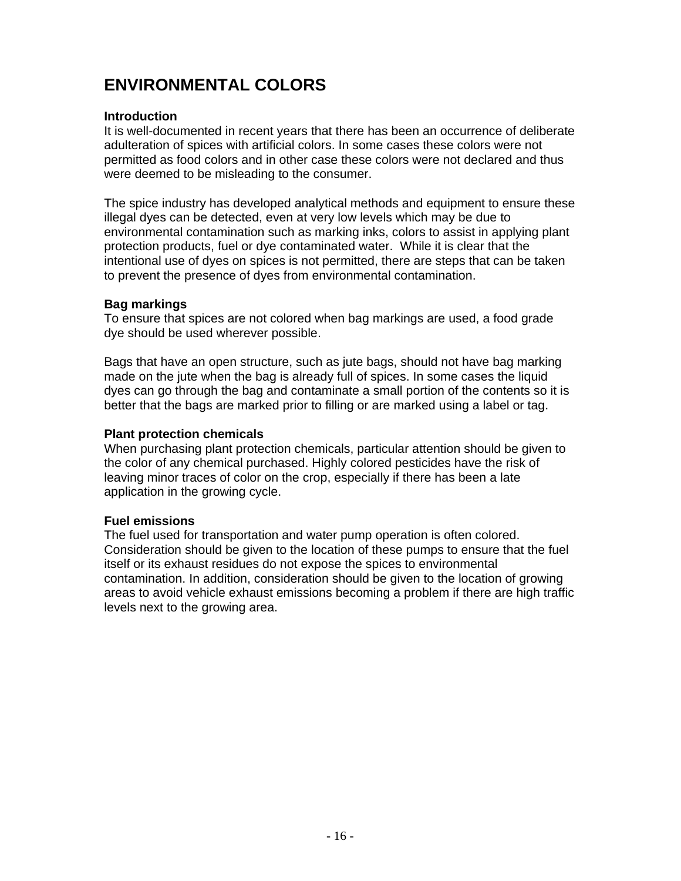# ENVIRONMENTAL COLORS

**Introduction**

It is well-documented in recent years that there has been an occurrence of deliberate adulteration of spices with artificial colors. In some cases these colors were not permitted as food colors and in other case these colors were not declared and thus were deemed to be misleading to the consumer.

The spice industry has developed analytical methods and equipment to ensure these illegal dyes can be detected, even at very low levels which may be due to environmental contamination such as marking inks, colors to assist in applying plant protection products, fuel or dye contaminated water. While it is clear that the intentional use of dyes on spices is not permitted, there are steps that can be taken to prevent the presence of dyes from environmental contamination.

**Bag markings**

To ensure that spices are not colored when bag markings are used, a food grade dye should be used wherever possible.

Bags that have an open structure, such as jute bags, should not have bag marking made on the jute when the bag is already full of spices. In some cases the liquid dyes can go through the bag and contaminate a small portion of the contents so it is better that the bags are marked prior to filling or are marked using a label or tag.

**Plant protection chemicals**

When purchasing plant protection chemicals, particular attention should be given to the color of any chemical purchased. Highly colored pesticides have the risk of leaving minor traces of color on the crop, especially if there has been a late application in the growing cycle.

**Fuel emissions**

The fuel used for transportation and water pump operation is often colored. Consideration should be given to the location of these pumps to ensure that the fuel itself or its exhaust residues do not expose the spices to environmental contamination. In addition, consideration should be given to the location of growing areas to avoid vehicle exhaust emissions becoming a problem if there are high traffic levels next to the growing area.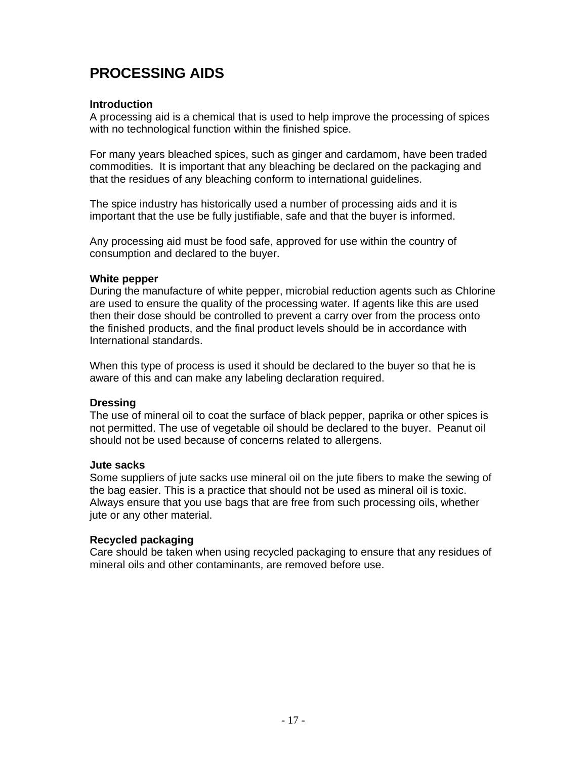# PROCESSING AIDS

**Introduction**
A processing aid is a chemical that is used to help improve the processing of spices with no technological function within the finished spice.

For many years bleached spices, such as ginger and cardamom, have been traded commodities. It is important that any bleaching be declared on the packaging and that the residues of any bleaching conform to international guidelines.

The spice industry has historically used a number of processing aids and it is important that the use be fully justifiable, safe and that the buyer is informed.

Any processing aid must be food safe, approved for use within the country of consumption and declared to the buyer.

**White pepper**
During the manufacture of white pepper, microbial reduction agents such as Chlorine are used to ensure the quality of the processing water. If agents like this are used then their dose should be controlled to prevent a carry over from the process onto the finished products, and the final product levels should be in accordance with International standards.

When this type of process is used it should be declared to the buyer so that he is aware of this and can make any labeling declaration required.

**Dressing**
The use of mineral oil to coat the surface of black pepper, paprika or other spices is not permitted. The use of vegetable oil should be declared to the buyer. Peanut oil should not be used because of concerns related to allergens.

**Jute sacks**
Some suppliers of jute sacks use mineral oil on the jute fibers to make the sewing of the bag easier. This is a practice that should not be used as mineral oil is toxic. Always ensure that you use bags that are free from such processing oils, whether jute or any other material.

**Recycled packaging**
Care should be taken when using recycled packaging to ensure that any residues of mineral oils and other contaminants, are removed before use.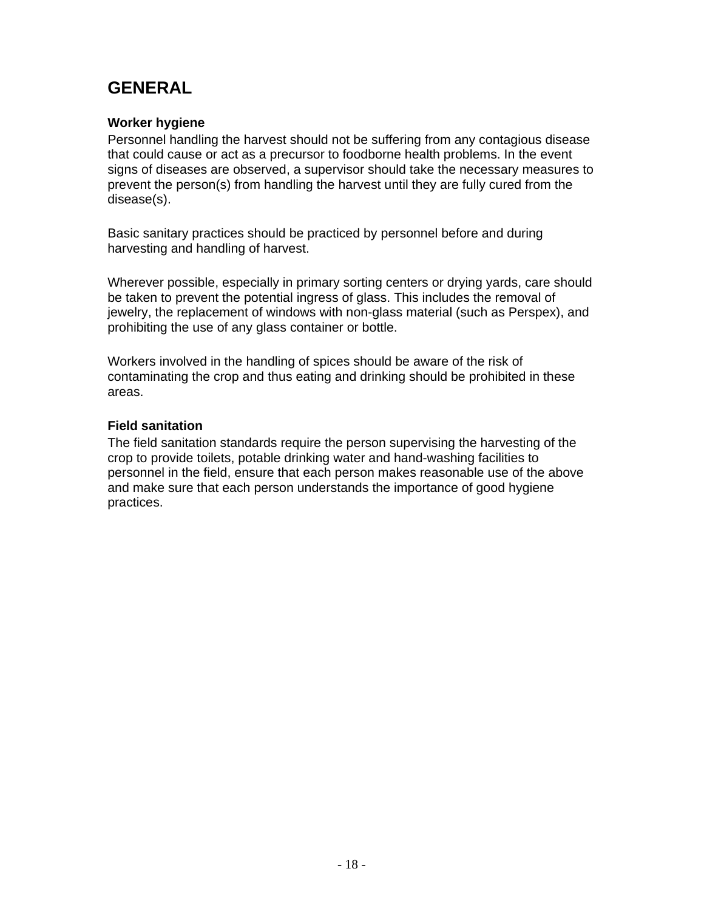# GENERAL

### Worker hygiene

Personnel handling the harvest should not be suffering from any contagious disease that could cause or act as a precursor to foodborne health problems. In the event signs of diseases are observed, a supervisor should take the necessary measures to prevent the person(s) from handling the harvest until they are fully cured from the disease(s).

Basic sanitary practices should be practiced by personnel before and during harvesting and handling of harvest.

Wherever possible, especially in primary sorting centers or drying yards, care should be taken to prevent the potential ingress of glass. This includes the removal of jewelry, the replacement of windows with non-glass material (such as Perspex), and prohibiting the use of any glass container or bottle.

Workers involved in the handling of spices should be aware of the risk of contaminating the crop and thus eating and drinking should be prohibited in these areas.

### Field sanitation

The field sanitation standards require the person supervising the harvesting of the crop to provide toilets, potable drinking water and hand-washing facilities to personnel in the field, ensure that each person makes reasonable use of the above and make sure that each person understands the importance of good hygiene practices.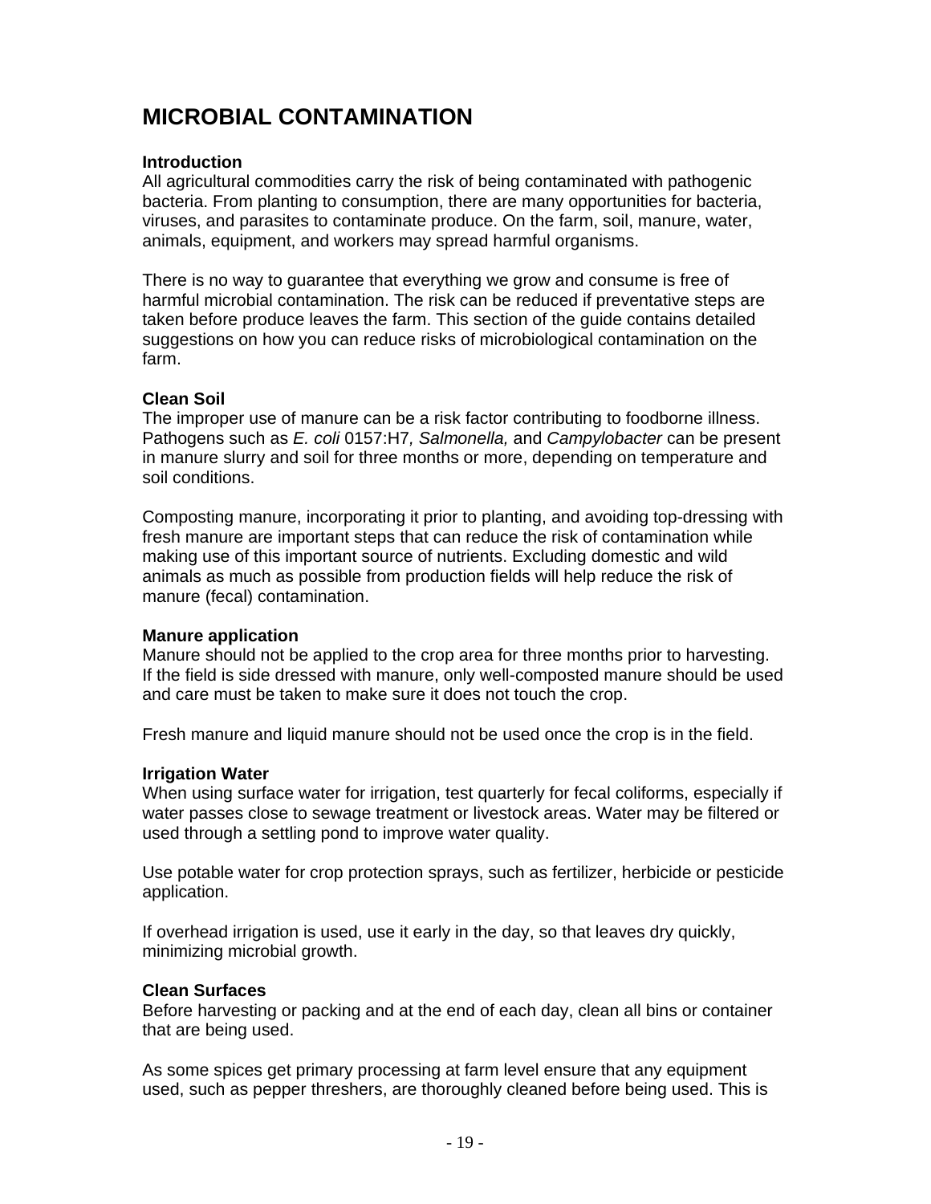# MICROBIAL CONTAMINATION

**Introduction**
All agricultural commodities carry the risk of being contaminated with pathogenic bacteria. From planting to consumption, there are many opportunities for bacteria, viruses, and parasites to contaminate produce. On the farm, soil, manure, water, animals, equipment, and workers may spread harmful organisms.

There is no way to guarantee that everything we grow and consume is free of harmful microbial contamination. The risk can be reduced if preventative steps are taken before produce leaves the farm. This section of the guide contains detailed suggestions on how you can reduce risks of microbiological contamination on the farm.

**Clean Soil**
The improper use of manure can be a risk factor contributing to foodborne illness. Pathogens such as *E. coli* 0157:H7*, Salmonella,* and *Campylobacter* can be present in manure slurry and soil for three months or more, depending on temperature and soil conditions.

Composting manure, incorporating it prior to planting, and avoiding top-dressing with fresh manure are important steps that can reduce the risk of contamination while making use of this important source of nutrients. Excluding domestic and wild animals as much as possible from production fields will help reduce the risk of manure (fecal) contamination.

**Manure application**
Manure should not be applied to the crop area for three months prior to harvesting. If the field is side dressed with manure, only well-composted manure should be used and care must be taken to make sure it does not touch the crop.

Fresh manure and liquid manure should not be used once the crop is in the field.

**Irrigation Water**
When using surface water for irrigation, test quarterly for fecal coliforms, especially if water passes close to sewage treatment or livestock areas. Water may be filtered or used through a settling pond to improve water quality.

Use potable water for crop protection sprays, such as fertilizer, herbicide or pesticide application.

If overhead irrigation is used, use it early in the day, so that leaves dry quickly, minimizing microbial growth.

**Clean Surfaces**
Before harvesting or packing and at the end of each day, clean all bins or container that are being used.

As some spices get primary processing at farm level ensure that any equipment used, such as pepper threshers, are thoroughly cleaned before being used. This is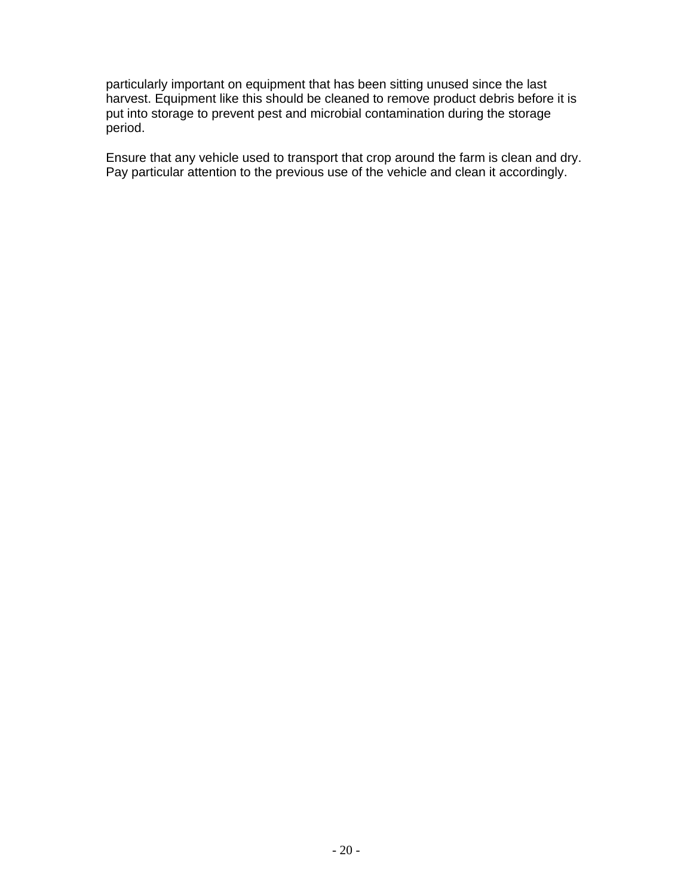particularly important on equipment that has been sitting unused since the last harvest. Equipment like this should be cleaned to remove product debris before it is put into storage to prevent pest and microbial contamination during the storage period.

Ensure that any vehicle used to transport that crop around the farm is clean and dry. Pay particular attention to the previous use of the vehicle and clean it accordingly.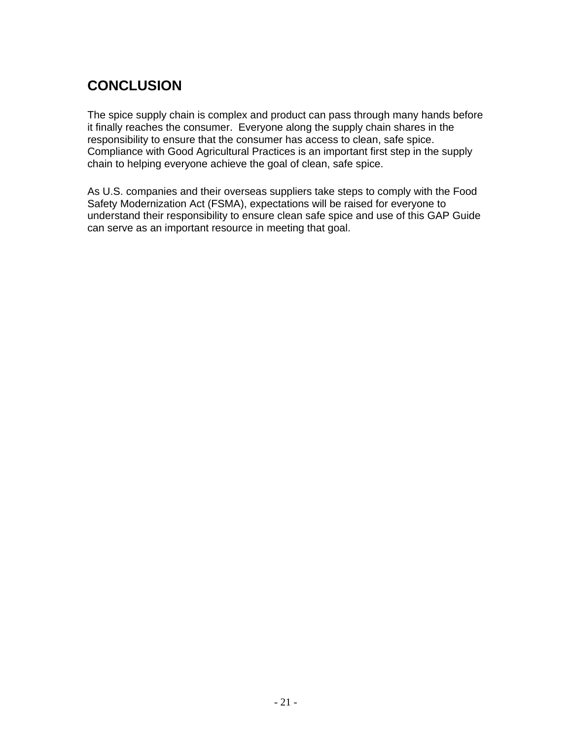## CONCLUSION

The spice supply chain is complex and product can pass through many hands before it finally reaches the consumer. Everyone along the supply chain shares in the responsibility to ensure that the consumer has access to clean, safe spice. Compliance with Good Agricultural Practices is an important first step in the supply chain to helping everyone achieve the goal of clean, safe spice.

As U.S. companies and their overseas suppliers take steps to comply with the Food Safety Modernization Act (FSMA), expectations will be raised for everyone to understand their responsibility to ensure clean safe spice and use of this GAP Guide can serve as an important resource in meeting that goal.